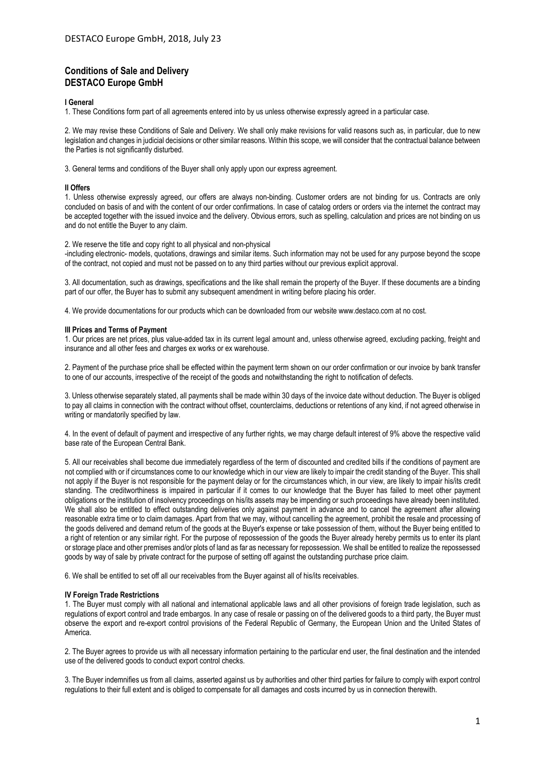## Conditions of Sale and Delivery DESTACO Europe GmbH

**I General**

1. These Conditions form part of all agreements entered into by us unless otherwise expressly agreed in a particular case.

2. We may revise these Conditions of Sale and Delivery. We shall only make revisions for valid reasons such as, in particular, due to new legislation and changes in judicial decisions or other similar reasons. Within this scope, we will consider that the contractual balance between the Parties is not significantly disturbed.

3. General terms and conditions of the Buyer shall only apply upon our express agreement.

**II Offers**

1. Unless otherwise expressly agreed, our offers are always non-binding. Customer orders are not binding for us. Contracts are only concluded on basis of and with the content of our order confirmations. In case of catalog orders or orders via the internet the contract may be accepted together with the issued invoice and the delivery. Obvious errors, such as spelling, calculation and prices are not binding on us and do not entitle the Buyer to any claim.

2. We reserve the title and copy right to all physical and non-physical -including electronic- models, quotations, drawings and similar items. Such information may not be used for any purpose beyond the scope of the contract, not copied and must not be passed on to any third parties without our previous explicit approval.

3. All documentation, such as drawings, specifications and the like shall remain the property of the Buyer. If these documents are a binding part of our offer, the Buyer has to submit any subsequent amendment in writing before placing his order.

4. We provide documentations for our products which can be downloaded from our website www.destaco.com at no cost.

**III Prices and Terms of Payment**

1. Our prices are net prices, plus value-added tax in its current legal amount and, unless otherwise agreed, excluding packing, freight and insurance and all other fees and charges ex works or ex warehouse.

2. Payment of the purchase price shall be effected within the payment term shown on our order confirmation or our invoice by bank transfer to one of our accounts, irrespective of the receipt of the goods and notwithstanding the right to notification of defects.

3. Unless otherwise separately stated, all payments shall be made within 30 days of the invoice date without deduction. The Buyer is obliged to pay all claims in connection with the contract without offset, counterclaims, deductions or retentions of any kind, if not agreed otherwise in writing or mandatorily specified by law.

4. In the event of default of payment and irrespective of any further rights, we may charge default interest of 9% above the respective valid base rate of the European Central Bank.

5. All our receivables shall become due immediately regardless of the term of discounted and credited bills if the conditions of payment are not complied with or if circumstances come to our knowledge which in our view are likely to impair the credit standing of the Buyer. This shall not apply if the Buyer is not responsible for the payment delay or for the circumstances which, in our view, are likely to impair his/its credit standing. The creditworthiness is impaired in particular if it comes to our knowledge that the Buyer has failed to meet other payment obligations or the institution of insolvency proceedings on his/its assets may be impending or such proceedings have already been instituted. We shall also be entitled to effect outstanding deliveries only against payment in advance and to cancel the agreement after allowing reasonable extra time or to claim damages. Apart from that we may, without cancelling the agreement, prohibit the resale and processing of the goods delivered and demand return of the goods at the Buyer's expense or take possession of them, without the Buyer being entitled to a right of retention or any similar right. For the purpose of repossession of the goods the Buyer already hereby permits us to enter its plant or storage place and other premises and/or plots of land as far as necessary for repossession. We shall be entitled to realize the repossessed goods by way of sale by private contract for the purpose of setting off against the outstanding purchase price claim.

6. We shall be entitled to set off all our receivables from the Buyer against all of his/its receivables.

**IV Foreign Trade Restrictions**

1. The Buyer must comply with all national and international applicable laws and all other provisions of foreign trade legislation, such as regulations of export control and trade embargos. In any case of resale or passing on of the delivered goods to a third party, the Buyer must observe the export and re-export control provisions of the Federal Republic of Germany, the European Union and the United States of America.

2. The Buyer agrees to provide us with all necessary information pertaining to the particular end user, the final destination and the intended use of the delivered goods to conduct export control checks.

3. The Buyer indemnifies us from all claims, asserted against us by authorities and other third parties for failure to comply with export control regulations to their full extent and is obliged to compensate for all damages and costs incurred by us in connection therewith.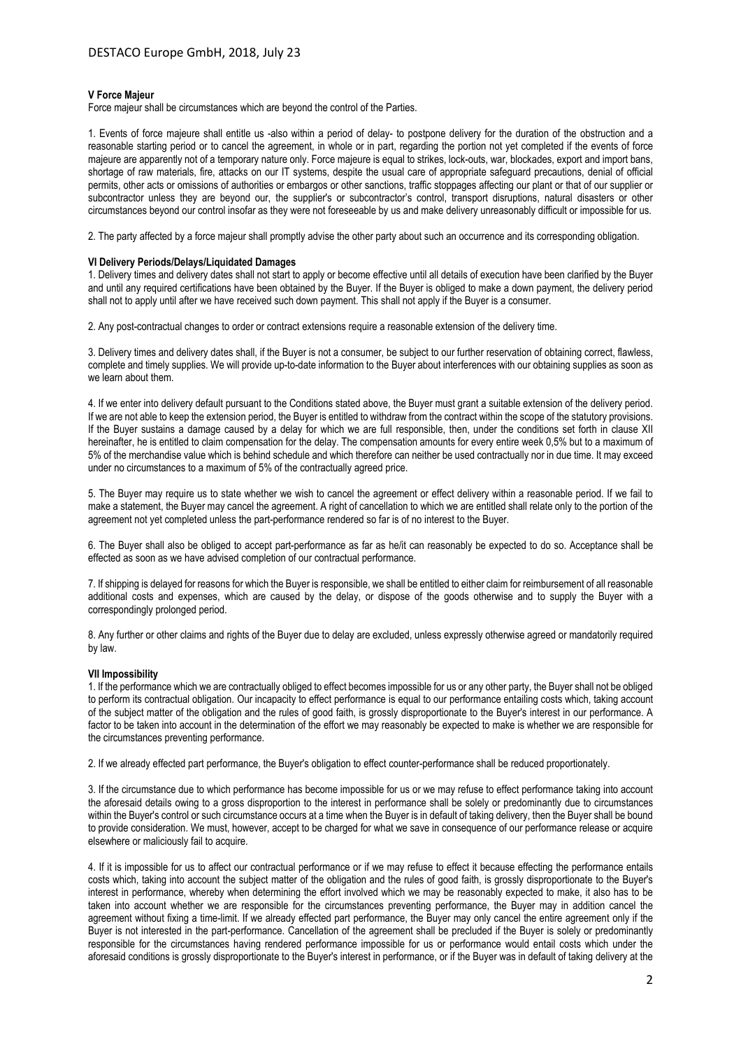### V Force Majeur

Force majeur shall be circumstances which are beyond the control of the Parties.

1. Events of force majeure shall entitle us -also within a period of delay- to postpone delivery for the duration of the obstruction and a reasonable starting period or to cancel the agreement, in whole or in part, regarding the portion not yet completed if the events of force majeure are apparently not of a temporary nature only. Force majeure is equal to strikes, lock-outs, war, blockades, export and import bans, shortage of raw materials, fire, attacks on our IT systems, despite the usual care of appropriate safeguard precautions, denial of official permits, other acts or omissions of authorities or embargos or other sanctions, traffic stoppages affecting our plant or that of our supplier or subcontractor unless they are beyond our, the supplier's or subcontractor's control, transport disruptions, natural disasters or other circumstances beyond our control insofar as they were not foreseeable by us and make delivery unreasonably difficult or impossible for us.

2. The party affected by a force majeur shall promptly advise the other party about such an occurrence and its corresponding obligation.

### VI Delivery Periods/Delays/Liquidated Damages

1. Delivery times and delivery dates shall not start to apply or become effective until all details of execution have been clarified by the Buyer and until any required certifications have been obtained by the Buyer. If the Buyer is obliged to make a down payment, the delivery period shall not to apply until after we have received such down payment. This shall not apply if the Buyer is a consumer.

2. Any post-contractual changes to order or contract extensions require a reasonable extension of the delivery time.

3. Delivery times and delivery dates shall, if the Buyer is not a consumer, be subject to our further reservation of obtaining correct, flawless, complete and timely supplies. We will provide up-to-date information to the Buyer about interferences with our obtaining supplies as soon as we learn about them.

4. If we enter into delivery default pursuant to the Conditions stated above, the Buyer must grant a suitable extension of the delivery period. If we are not able to keep the extension period, the Buyer is entitled to withdraw from the contract within the scope of the statutory provisions. If the Buyer sustains a damage caused by a delay for which we are full responsible, then, under the conditions set forth in clause XII hereinafter, he is entitled to claim compensation for the delay. The compensation amounts for every entire week 0,5% but to a maximum of 5% of the merchandise value which is behind schedule and which therefore can neither be used contractually nor in due time. It may exceed under no circumstances to a maximum of 5% of the contractually agreed price.

5. The Buyer may require us to state whether we wish to cancel the agreement or effect delivery within a reasonable period. If we fail to make a statement, the Buyer may cancel the agreement. A right of cancellation to which we are entitled shall relate only to the portion of the agreement not yet completed unless the part-performance rendered so far is of no interest to the Buyer.

6. The Buyer shall also be obliged to accept part-performance as far as he/it can reasonably be expected to do so. Acceptance shall be effected as soon as we have advised completion of our contractual performance.

7. If shipping is delayed for reasons for which the Buyer is responsible, we shall be entitled to either claim for reimbursement of all reasonable additional costs and expenses, which are caused by the delay, or dispose of the goods otherwise and to supply the Buyer with a correspondingly prolonged period.

8. Any further or other claims and rights of the Buyer due to delay are excluded, unless expressly otherwise agreed or mandatorily required by law.

### VII Impossibility

1. If the performance which we are contractually obliged to effect becomes impossible for us or any other party, the Buyer shall not be obliged to perform its contractual obligation. Our incapacity to effect performance is equal to our performance entailing costs which, taking account of the subject matter of the obligation and the rules of good faith, is grossly disproportionate to the Buyer's interest in our performance. A factor to be taken into account in the determination of the effort we may reasonably be expected to make is whether we are responsible for the circumstances preventing performance.

2. If we already effected part performance, the Buyer's obligation to effect counter-performance shall be reduced proportionately.

3. If the circumstance due to which performance has become impossible for us or we may refuse to effect performance taking into account the aforesaid details owing to a gross disproportion to the interest in performance shall be solely or predominantly due to circumstances within the Buyer's control or such circumstance occurs at a time when the Buyer is in default of taking delivery, then the Buyer shall be bound to provide consideration. We must, however, accept to be charged for what we save in consequence of our performance release or acquire elsewhere or maliciously fail to acquire.

4. If it is impossible for us to affect our contractual performance or if we may refuse to effect it because effecting the performance entails costs which, taking into account the subject matter of the obligation and the rules of good faith, is grossly disproportionate to the Buyer's interest in performance, whereby when determining the effort involved which we may be reasonably expected to make, it also has to be taken into account whether we are responsible for the circumstances preventing performance, the Buyer may in addition cancel the agreement without fixing a time-limit. If we already effected part performance, the Buyer may only cancel the entire agreement only if the Buyer is not interested in the part-performance. Cancellation of the agreement shall be precluded if the Buyer is solely or predominantly responsible for the circumstances having rendered performance impossible for us or performance would entail costs which under the aforesaid conditions is grossly disproportionate to the Buyer's interest in performance, or if the Buyer was in default of taking delivery at the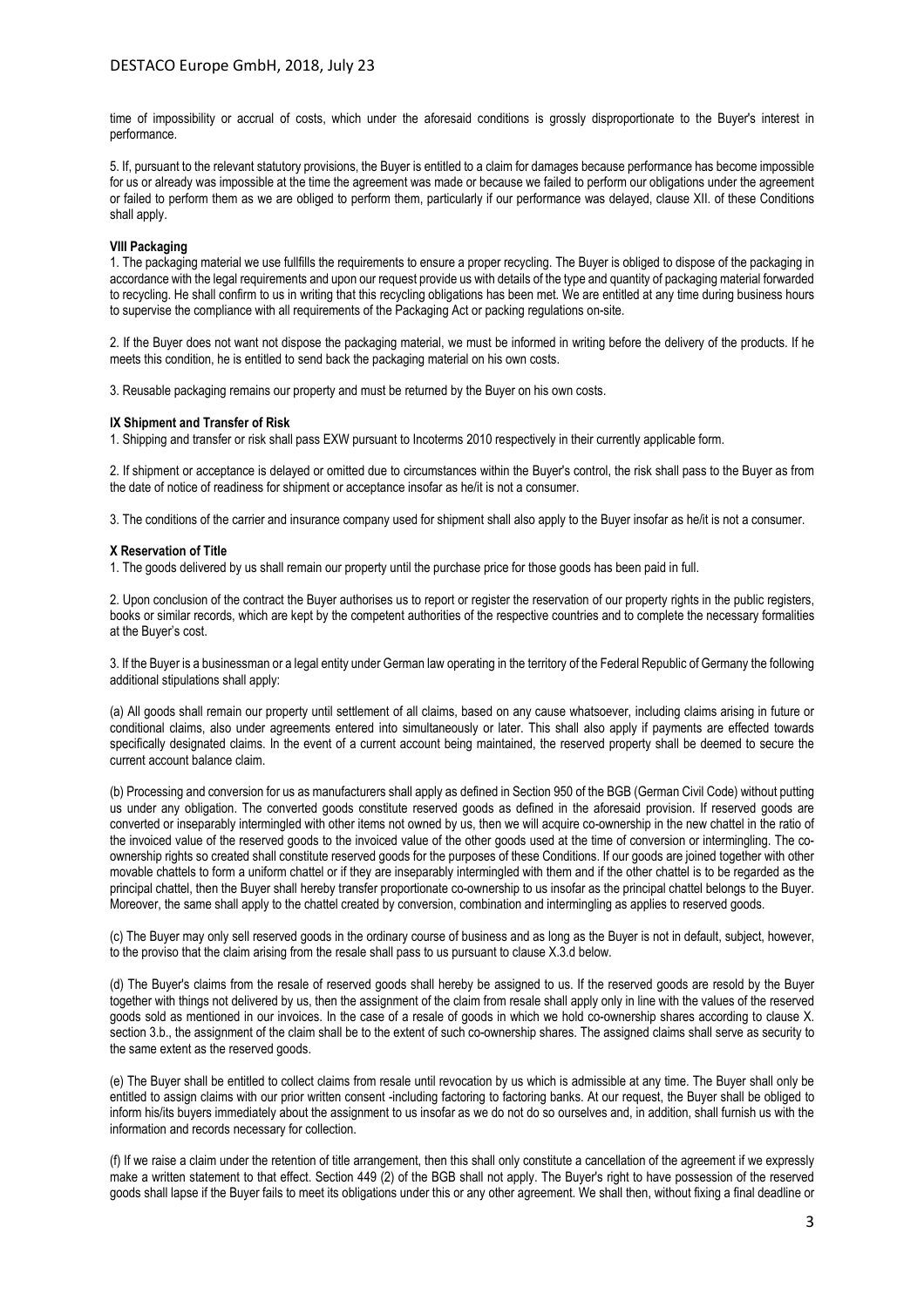time of impossibility or accrual of costs, which under the aforesaid conditions is grossly disproportionate to the Buyer's interest in performance.

5. If, pursuant to the relevant statutory provisions, the Buyer is entitled to a claim for damages because performance has become impossible for us or already was impossible at the time the agreement was made or because we failed to perform our obligations under the agreement or failed to perform them as we are obliged to perform them, particularly if our performance was delayed, clause XII. of these Conditions shall apply.

**VIII Packaging**

1. The packaging material we use fullfills the requirements to ensure a proper recycling. The Buyer is obliged to dispose of the packaging in accordance with the legal requirements and upon our request provide us with details of the type and quantity of packaging material forwarded to recycling. He shall confirm to us in writing that this recycling obligations has been met. We are entitled at any time during business hours to supervise the compliance with all requirements of the Packaging Act or packing regulations on-site.

2. If the Buyer does not want not dispose the packaging material, we must be informed in writing before the delivery of the products. If he meets this condition, he is entitled to send back the packaging material on his own costs.

3. Reusable packaging remains our property and must be returned by the Buyer on his own costs.

**IX Shipment and Transfer of Risk**

1. Shipping and transfer or risk shall pass EXW pursuant to Incoterms 2010 respectively in their currently applicable form.

2. If shipment or acceptance is delayed or omitted due to circumstances within the Buyer's control, the risk shall pass to the Buyer as from the date of notice of readiness for shipment or acceptance insofar as he/it is not a consumer.

3. The conditions of the carrier and insurance company used for shipment shall also apply to the Buyer insofar as he/it is not a consumer.

**X Reservation of Title**

1. The goods delivered by us shall remain our property until the purchase price for those goods has been paid in full.

2. Upon conclusion of the contract the Buyer authorises us to report or register the reservation of our property rights in the public registers, books or similar records, which are kept by the competent authorities of the respective countries and to complete the necessary formalities at the Buyer's cost.

3. If the Buyer is a businessman or a legal entity under German law operating in the territory of the Federal Republic of Germany the following additional stipulations shall apply:

(a) All goods shall remain our property until settlement of all claims, based on any cause whatsoever, including claims arising in future or conditional claims, also under agreements entered into simultaneously or later. This shall also apply if payments are effected towards specifically designated claims. In the event of a current account being maintained, the reserved property shall be deemed to secure the current account balance claim.

(b) Processing and conversion for us as manufacturers shall apply as defined in Section 950 of the BGB (German Civil Code) without putting us under any obligation. The converted goods constitute reserved goods as defined in the aforesaid provision. If reserved goods are converted or inseparably intermingled with other items not owned by us, then we will acquire co-ownership in the new chattel in the ratio of the invoiced value of the reserved goods to the invoiced value of the other goods used at the time of conversion or intermingling. The co-ownership rights so created shall constitute reserved goods for the purposes of these Conditions. If our goods are joined together with other movable chattels to form a uniform chattel or if they are inseparably intermingled with them and if the other chattel is to be regarded as the principal chattel, then the Buyer shall hereby transfer proportionate co-ownership to us insofar as the principal chattel belongs to the Buyer. Moreover, the same shall apply to the chattel created by conversion, combination and intermingling as applies to reserved goods.

(c) The Buyer may only sell reserved goods in the ordinary course of business and as long as the Buyer is not in default, subject, however, to the proviso that the claim arising from the resale shall pass to us pursuant to clause X.3.d below.

(d) The Buyer's claims from the resale of reserved goods shall hereby be assigned to us. If the reserved goods are resold by the Buyer together with things not delivered by us, then the assignment of the claim from resale shall apply only in line with the values of the reserved goods sold as mentioned in our invoices. In the case of a resale of goods in which we hold co-ownership shares according to clause X. section 3.b., the assignment of the claim shall be to the extent of such co-ownership shares. The assigned claims shall serve as security to the same extent as the reserved goods.

(e) The Buyer shall be entitled to collect claims from resale until revocation by us which is admissible at any time. The Buyer shall only be entitled to assign claims with our prior written consent -including factoring to factoring banks. At our request, the Buyer shall be obliged to inform his/its buyers immediately about the assignment to us insofar as we do not do so ourselves and, in addition, shall furnish us with the information and records necessary for collection.

(f) If we raise a claim under the retention of title arrangement, then this shall only constitute a cancellation of the agreement if we expressly make a written statement to that effect. Section 449 (2) of the BGB shall not apply. The Buyer's right to have possession of the reserved goods shall lapse if the Buyer fails to meet its obligations under this or any other agreement. We shall then, without fixing a final deadline or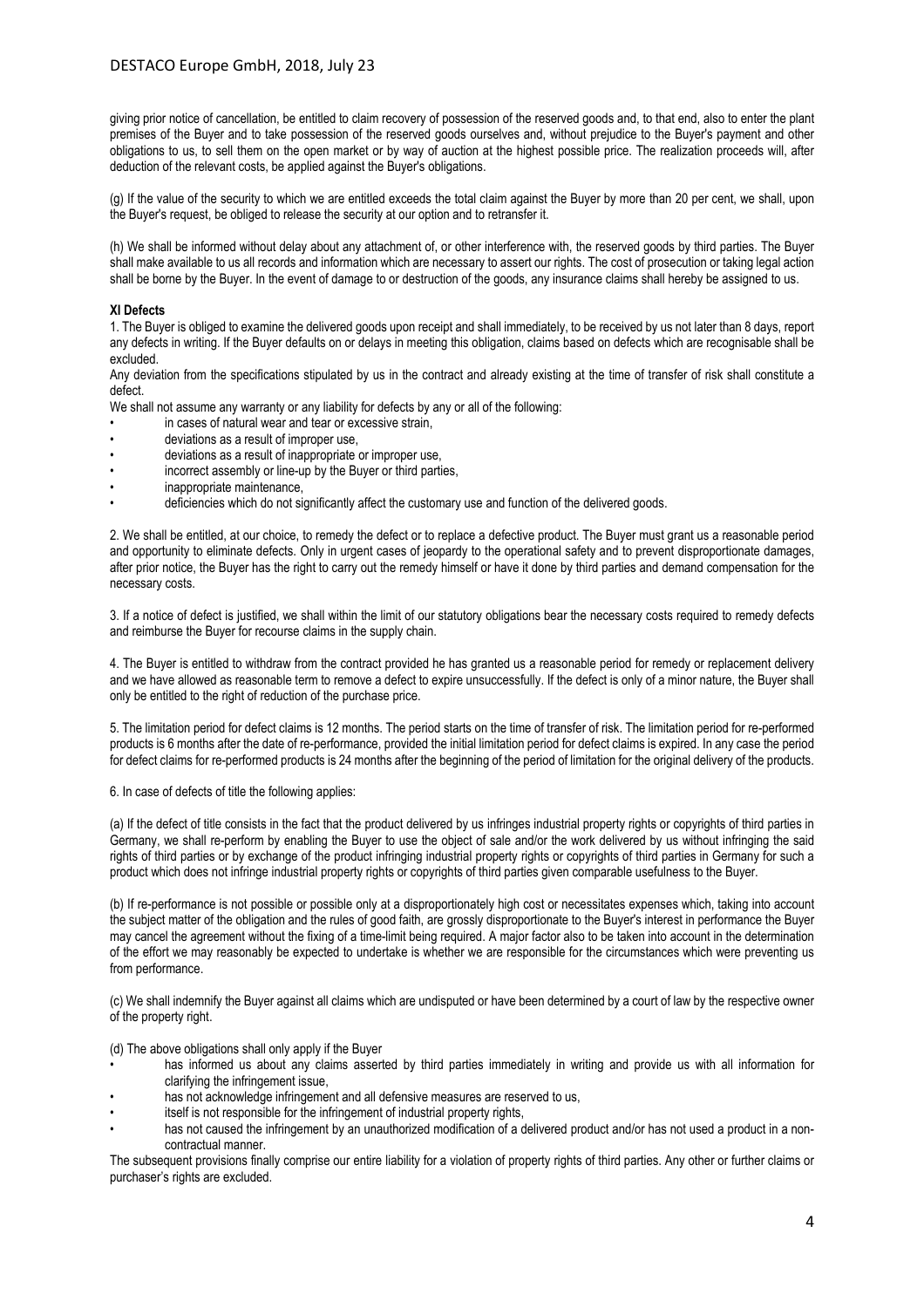giving prior notice of cancellation, be entitled to claim recovery of possession of the reserved goods and, to that end, also to enter the plant premises of the Buyer and to take possession of the reserved goods ourselves and, without prejudice to the Buyer's payment and other obligations to us, to sell them on the open market or by way of auction at the highest possible price. The realization proceeds will, after deduction of the relevant costs, be applied against the Buyer's obligations.

(g) If the value of the security to which we are entitled exceeds the total claim against the Buyer by more than 20 per cent, we shall, upon the Buyer's request, be obliged to release the security at our option and to retransfer it.

(h) We shall be informed without delay about any attachment of, or other interference with, the reserved goods by third parties. The Buyer shall make available to us all records and information which are necessary to assert our rights. The cost of prosecution or taking legal action shall be borne by the Buyer. In the event of damage to or destruction of the goods, any insurance claims shall hereby be assigned to us.

**XI Defects**

1. The Buyer is obliged to examine the delivered goods upon receipt and shall immediately, to be received by us not later than 8 days, report any defects in writing. If the Buyer defaults on or delays in meeting this obligation, claims based on defects which are recognisable shall be excluded.

Any deviation from the specifications stipulated by us in the contract and already existing at the time of transfer of risk shall constitute a defect.

We shall not assume any warranty or any liability for defects by any or all of the following:

- in cases of natural wear and tear or excessive strain,
- deviations as a result of improper use,
- deviations as a result of inappropriate or improper use,
- incorrect assembly or line-up by the Buyer or third parties,
- inappropriate maintenance,
- deficiencies which do not significantly affect the customary use and function of the delivered goods.

2. We shall be entitled, at our choice, to remedy the defect or to replace a defective product. The Buyer must grant us a reasonable period and opportunity to eliminate defects. Only in urgent cases of jeopardy to the operational safety and to prevent disproportionate damages, after prior notice, the Buyer has the right to carry out the remedy himself or have it done by third parties and demand compensation for the necessary costs.

3. If a notice of defect is justified, we shall within the limit of our statutory obligations bear the necessary costs required to remedy defects and reimburse the Buyer for recourse claims in the supply chain.

4. The Buyer is entitled to withdraw from the contract provided he has granted us a reasonable period for remedy or replacement delivery and we have allowed as reasonable term to remove a defect to expire unsuccessfully. If the defect is only of a minor nature, the Buyer shall only be entitled to the right of reduction of the purchase price.

5. The limitation period for defect claims is 12 months. The period starts on the time of transfer of risk. The limitation period for re-performed products is 6 months after the date of re-performance, provided the initial limitation period for defect claims is expired. In any case the period for defect claims for re-performed products is 24 months after the beginning of the period of limitation for the original delivery of the products.

6. In case of defects of title the following applies:

(a) If the defect of title consists in the fact that the product delivered by us infringes industrial property rights or copyrights of third parties in Germany, we shall re-perform by enabling the Buyer to use the object of sale and/or the work delivered by us without infringing the said rights of third parties or by exchange of the product infringing industrial property rights or copyrights of third parties in Germany for such a product which does not infringe industrial property rights or copyrights of third parties given comparable usefulness to the Buyer.

(b) If re-performance is not possible or possible only at a disproportionately high cost or necessitates expenses which, taking into account the subject matter of the obligation and the rules of good faith, are grossly disproportionate to the Buyer's interest in performance the Buyer may cancel the agreement without the fixing of a time-limit being required. A major factor also to be taken into account in the determination of the effort we may reasonably be expected to undertake is whether we are responsible for the circumstances which were preventing us from performance.

(c) We shall indemnify the Buyer against all claims which are undisputed or have been determined by a court of law by the respective owner of the property right.

(d) The above obligations shall only apply if the Buyer

- has informed us about any claims asserted by third parties immediately in writing and provide us with all information for clarifying the infringement issue,
- has not acknowledge infringement and all defensive measures are reserved to us,
- itself is not responsible for the infringement of industrial property rights,
- has not caused the infringement by an unauthorized modification of a delivered product and/or has not used a product in a non-contractual manner.

The subsequent provisions finally comprise our entire liability for a violation of property rights of third parties. Any other or further claims or purchaser's rights are excluded.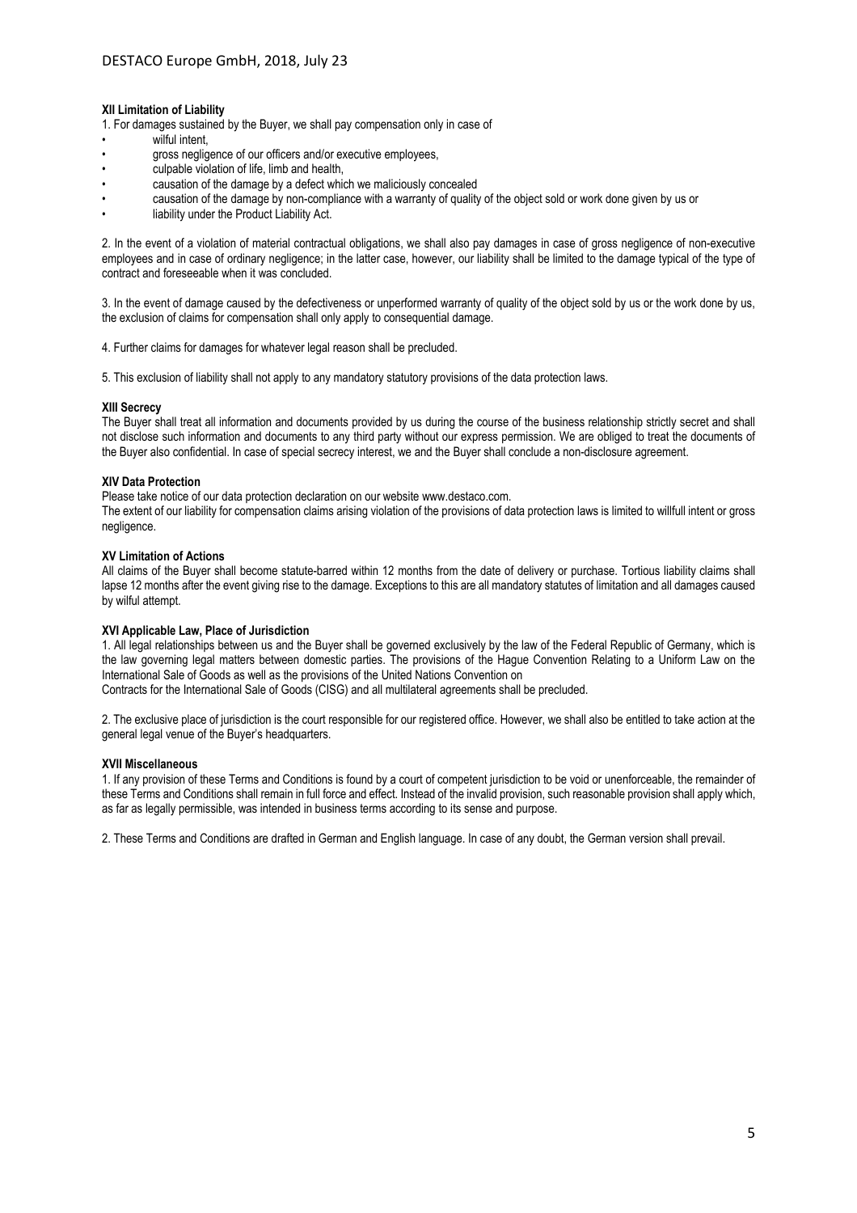**XII Limitation of Liability**

1. For damages sustained by the Buyer, we shall pay compensation only in case of

- wilful intent,
- gross negligence of our officers and/or executive employees,
- culpable violation of life, limb and health,
- causation of the damage by a defect which we maliciously concealed
- causation of the damage by non-compliance with a warranty of quality of the object sold or work done given by us or
- liability under the Product Liability Act.

2. In the event of a violation of material contractual obligations, we shall also pay damages in case of gross negligence of non-executive employees and in case of ordinary negligence; in the latter case, however, our liability shall be limited to the damage typical of the type of contract and foreseeable when it was concluded.

3. In the event of damage caused by the defectiveness or unperformed warranty of quality of the object sold by us or the work done by us, the exclusion of claims for compensation shall only apply to consequential damage.

4. Further claims for damages for whatever legal reason shall be precluded.

5. This exclusion of liability shall not apply to any mandatory statutory provisions of the data protection laws.

**XIII Secrecy**

The Buyer shall treat all information and documents provided by us during the course of the business relationship strictly secret and shall not disclose such information and documents to any third party without our express permission. We are obliged to treat the documents of the Buyer also confidential. In case of special secrecy interest, we and the Buyer shall conclude a non-disclosure agreement.

**XIV Data Protection**

Please take notice of our data protection declaration on our website www.destaco.com.

The extent of our liability for compensation claims arising violation of the provisions of data protection laws is limited to willfull intent or gross negligence.

**XV Limitation of Actions**

All claims of the Buyer shall become statute-barred within 12 months from the date of delivery or purchase. Tortious liability claims shall lapse 12 months after the event giving rise to the damage. Exceptions to this are all mandatory statutes of limitation and all damages caused by wilful attempt.

**XVI Applicable Law, Place of Jurisdiction**

1. All legal relationships between us and the Buyer shall be governed exclusively by the law of the Federal Republic of Germany, which is the law governing legal matters between domestic parties. The provisions of the Hague Convention Relating to a Uniform Law on the International Sale of Goods as well as the provisions of the United Nations Convention on Contracts for the International Sale of Goods (CISG) and all multilateral agreements shall be precluded.

2. The exclusive place of jurisdiction is the court responsible for our registered office. However, we shall also be entitled to take action at the general legal venue of the Buyer's headquarters.

**XVII Miscellaneous**

1. If any provision of these Terms and Conditions is found by a court of competent jurisdiction to be void or unenforceable, the remainder of these Terms and Conditions shall remain in full force and effect. Instead of the invalid provision, such reasonable provision shall apply which, as far as legally permissible, was intended in business terms according to its sense and purpose.

2. These Terms and Conditions are drafted in German and English language. In case of any doubt, the German version shall prevail.